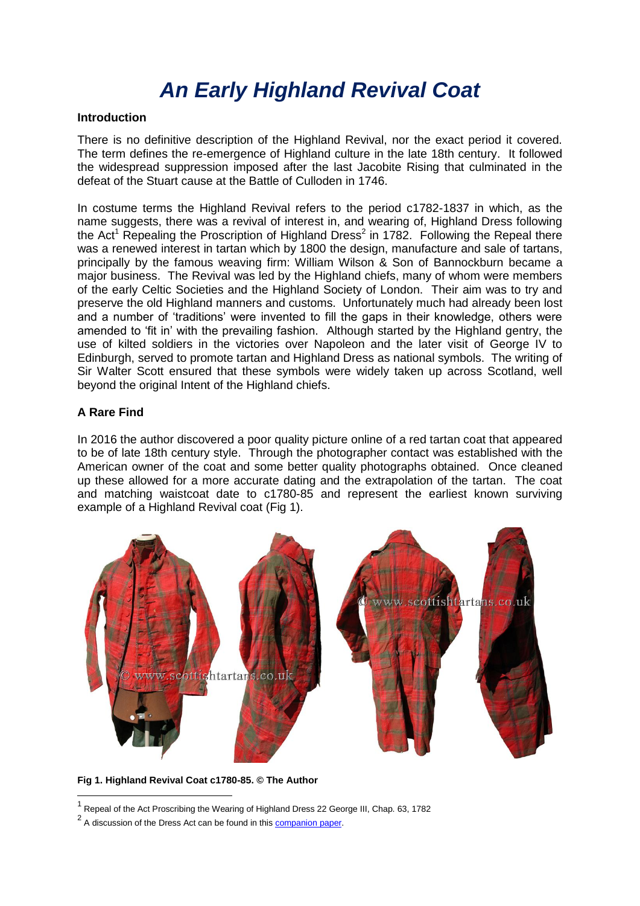# *An Early Highland Revival Coat*

**Introduction**

There is no definitive description of the Highland Revival, nor the exact period it covered. The term defines the re-emergence of Highland culture in the late 18th century. It followed the widespread suppression imposed after the last Jacobite Rising that culminated in the defeat of the Stuart cause at the Battle of Culloden in 1746.

In costume terms the Highland Revival refers to the period c1782-1837 in which, as the name suggests, there was a revival of interest in, and wearing of, Highland Dress following the Act[1] Repealing the Proscription of Highland Dress[2] in 1782. Following the Repeal there was a renewed interest in tartan which by 1800 the design, manufacture and sale of tartans, principally by the famous weaving firm: William Wilson & Son of Bannockburn became a major business. The Revival was led by the Highland chiefs, many of whom were members of the early Celtic Societies and the Highland Society of London. Their aim was to try and preserve the old Highland manners and customs. Unfortunately much had already been lost and a number of 'traditions' were invented to fill the gaps in their knowledge, others were amended to 'fit in' with the prevailing fashion. Although started by the Highland gentry, the use of kilted soldiers in the victories over Napoleon and the later visit of George IV to Edinburgh, served to promote tartan and Highland Dress as national symbols. The writing of Sir Walter Scott ensured that these symbols were widely taken up across Scotland, well beyond the original Intent of the Highland chiefs.

**A Rare Find**

In 2016 the author discovered a poor quality picture online of a red tartan coat that appeared to be of late 18th century style. Through the photographer contact was established with the American owner of the coat and some better quality photographs obtained. Once cleaned up these allowed for a more accurate dating and the extrapolation of the tartan. The coat and matching waistcoat date to c1780-85 and represent the earliest known surviving example of a Highland Revival coat (Fig 1).

**Fig 1. Highland Revival Coat c1780-85. © The Author**

[1] Repeal of the Act Proscribing the Wearing of Highland Dress 22 George III, Chap. 63, 1782

[2] A discussion of the Dress Act can be found in this companion paper.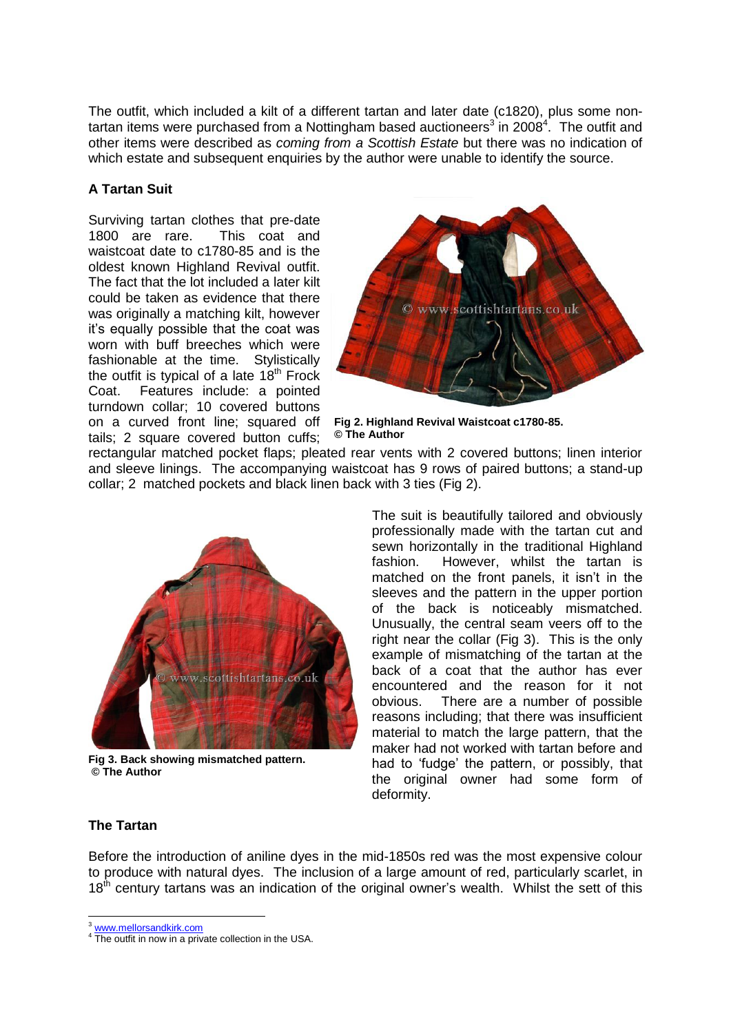The outfit, which included a kilt of a different tartan and later date (c1820), plus some non-tartan items were purchased from a Nottingham based auctioneers[3] in 2008[4]. The outfit and other items were described as *coming from a Scottish Estate* but there was no indication of which estate and subsequent enquiries by the author were unable to identify the source.

**A Tartan Suit**

Surviving tartan clothes that pre-date 1800 are rare. This coat and waistcoat date to c1780-85 and is the oldest known Highland Revival outfit. The fact that the lot included a later kilt could be taken as evidence that there was originally a matching kilt, however it's equally possible that the coat was worn with buff breeches which were fashionable at the time. Stylistically the outfit is typical of a late 18th Frock Coat. Features include: a pointed turndown collar; 10 covered buttons on a curved front line; squared off tails; 2 square covered button cuffs; rectangular matched pocket flaps; pleated rear vents with 2 covered buttons; linen interior and sleeve linings. The accompanying waistcoat has 9 rows of paired buttons; a stand-up collar; 2 matched pockets and black linen back with 3 ties (Fig 2).

**Fig 2. Highland Revival Waistcoat c1780-85. © The Author**

The suit is beautifully tailored and obviously professionally made with the tartan cut and sewn horizontally in the traditional Highland fashion. However, whilst the tartan is matched on the front panels, it isn't in the sleeves and the pattern in the upper portion of the back is noticeably mismatched. Unusually, the central seam veers off to the right near the collar (Fig 3). This is the only example of mismatching of the tartan at the back of a coat that the author has ever encountered and the reason for it not obvious. There are a number of possible reasons including; that there was insufficient material to match the large pattern, that the maker had not worked with tartan before and had to 'fudge' the pattern, or possibly, that the original owner had some form of deformity.

**Fig 3. Back showing mismatched pattern. © The Author**

**The Tartan**

Before the introduction of aniline dyes in the mid-1850s red was the most expensive colour to produce with natural dyes. The inclusion of a large amount of red, particularly scarlet, in 18th century tartans was an indication of the original owner's wealth. Whilst the sett of this

[3] www.mellorsandkirk.com

[4] The outfit in now in a private collection in the USA.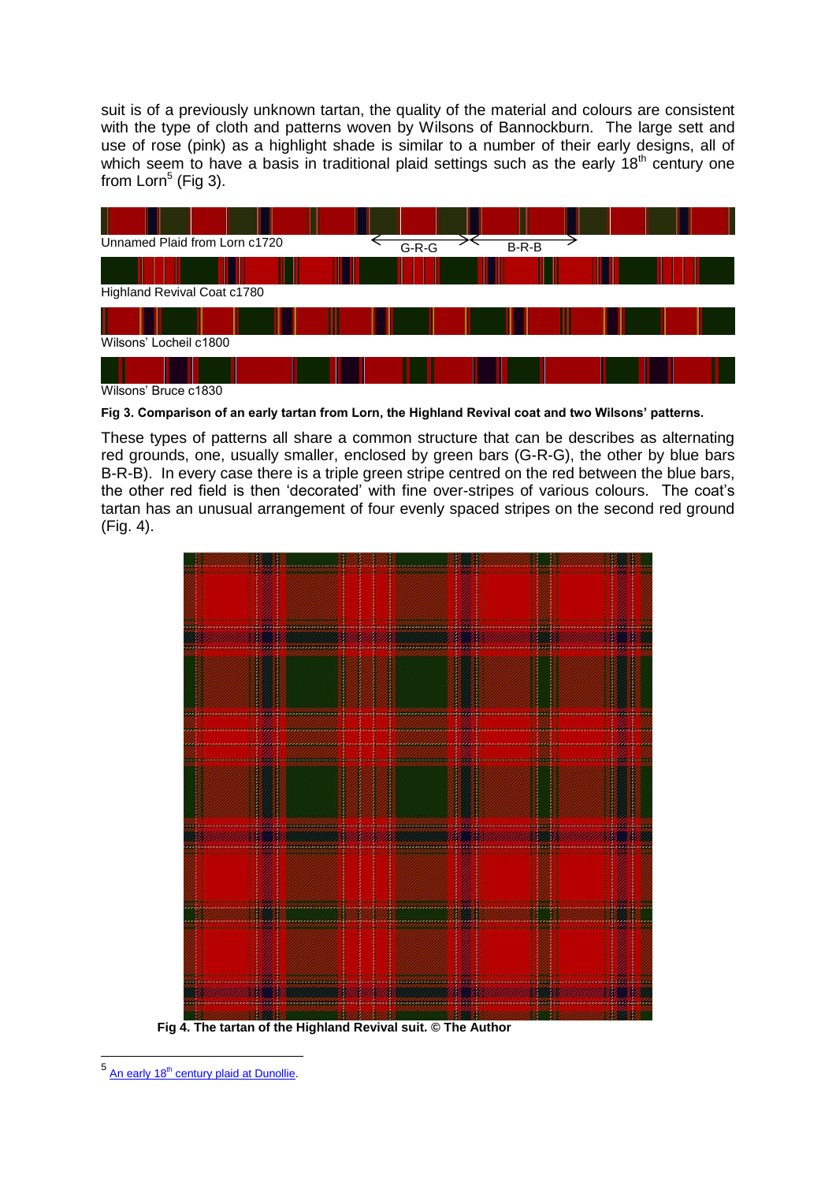suit is of a previously unknown tartan, the quality of the material and colours are consistent with the type of cloth and patterns woven by Wilsons of Bannockburn. The large sett and use of rose (pink) as a highlight shade is similar to a number of their early designs, all of which seem to have a basis in traditional plaid settings such as the early 18th century one from Lorn[5] (Fig 3).

Unnamed Plaid from Lorn c1720 G-R-G B-R-B

Highland Revival Coat c1780

Wilsons' Locheil c1800

Wilsons' Bruce c1830

**Fig 3. Comparison of an early tartan from Lorn, the Highland Revival coat and two Wilsons' patterns.**

These types of patterns all share a common structure that can be describes as alternating red grounds, one, usually smaller, enclosed by green bars (G-R-G), the other by blue bars B-R-B). In every case there is a triple green stripe centred on the red between the blue bars, the other red field is then 'decorated' with fine over-stripes of various colours. The coat's tartan has an unusual arrangement of four evenly spaced stripes on the second red ground (Fig. 4).

**Fig 4. The tartan of the Highland Revival suit. © The Author**

[5] An early 18th century plaid at Dunollie.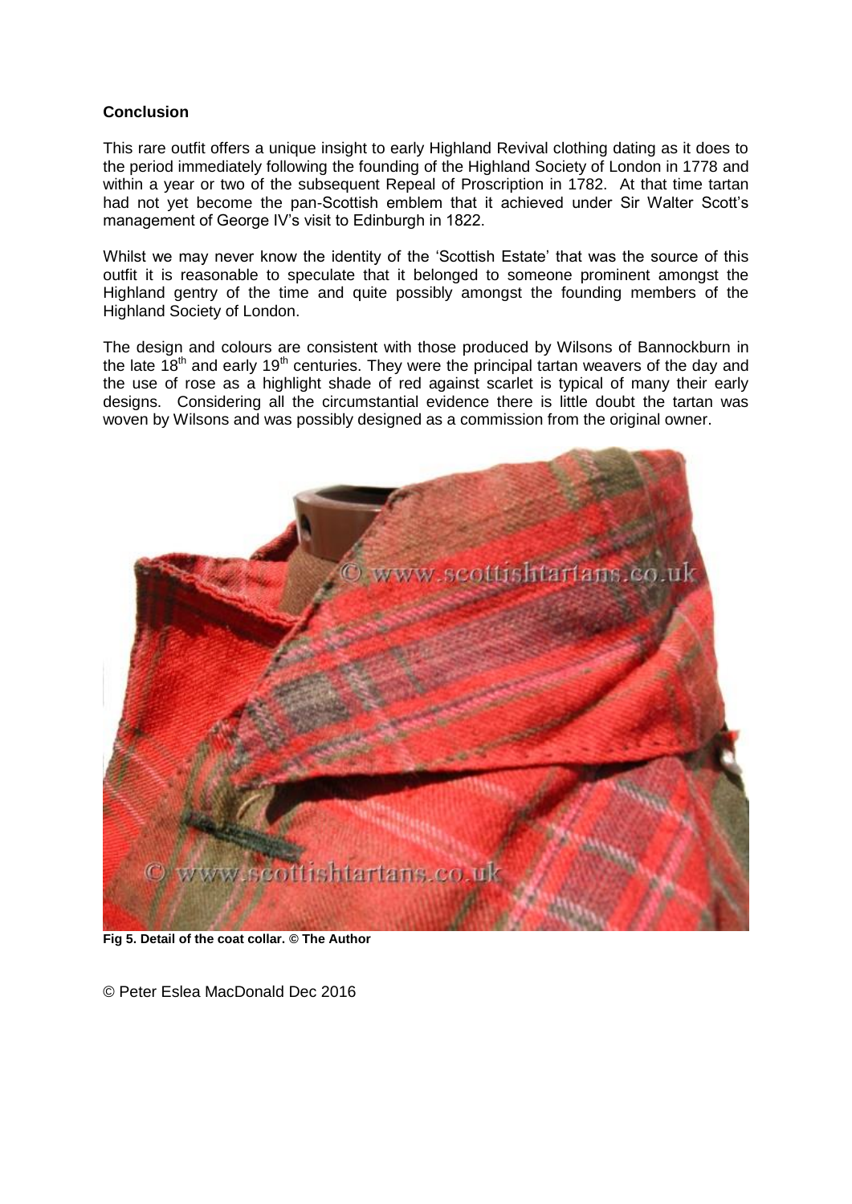**Conclusion**

This rare outfit offers a unique insight to early Highland Revival clothing dating as it does to the period immediately following the founding of the Highland Society of London in 1778 and within a year or two of the subsequent Repeal of Proscription in 1782. At that time tartan had not yet become the pan-Scottish emblem that it achieved under Sir Walter Scott's management of George IV's visit to Edinburgh in 1822.

Whilst we may never know the identity of the 'Scottish Estate' that was the source of this outfit it is reasonable to speculate that it belonged to someone prominent amongst the Highland gentry of the time and quite possibly amongst the founding members of the Highland Society of London.

The design and colours are consistent with those produced by Wilsons of Bannockburn in the late 18th and early 19th centuries. They were the principal tartan weavers of the day and the use of rose as a highlight shade of red against scarlet is typical of many their early designs. Considering all the circumstantial evidence there is little doubt the tartan was woven by Wilsons and was possibly designed as a commission from the original owner.

**Fig 5. Detail of the coat collar. © The Author**

© Peter Eslea MacDonald Dec 2016